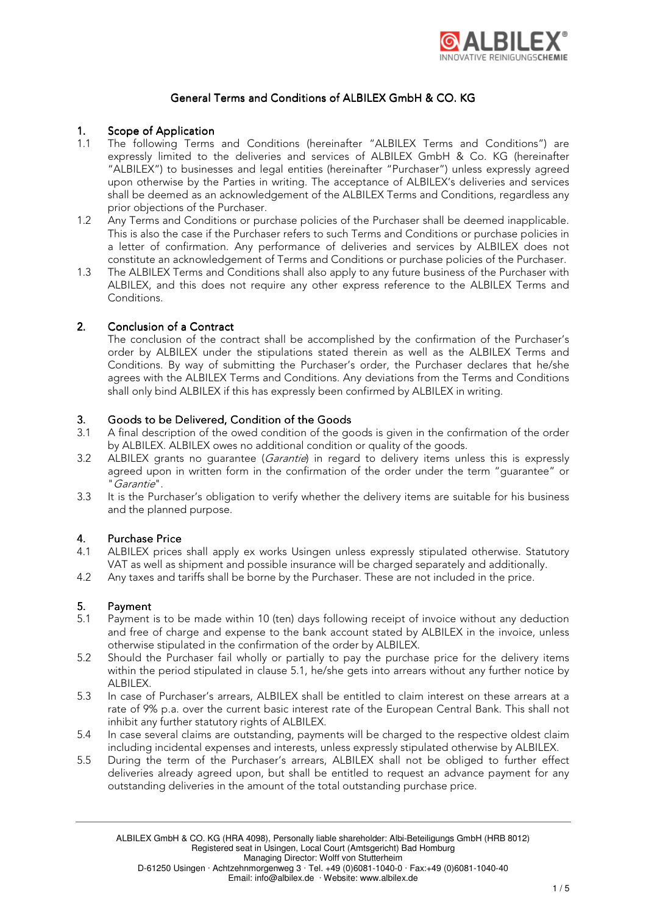# General Terms and Conditions of ALBILEX GmbH & CO. KG

## 1. Scope of Application

1.1 The following Terms and Conditions (hereinafter "ALBILEX Terms and Conditions") are expressly limited to the deliveries and services of ALBILEX GmbH & Co. KG (hereinafter "ALBILEX") to businesses and legal entities (hereinafter "Purchaser") unless expressly agreed upon otherwise by the Parties in writing. The acceptance of ALBILEX's deliveries and services shall be deemed as an acknowledgement of the ALBILEX Terms and Conditions, regardless any prior objections of the Purchaser.

1.2 Any Terms and Conditions or purchase policies of the Purchaser shall be deemed inapplicable. This is also the case if the Purchaser refers to such Terms and Conditions or purchase policies in a letter of confirmation. Any performance of deliveries and services by ALBILEX does not constitute an acknowledgement of Terms and Conditions or purchase policies of the Purchaser.

1.3 The ALBILEX Terms and Conditions shall also apply to any future business of the Purchaser with ALBILEX, and this does not require any other express reference to the ALBILEX Terms and Conditions.

## 2. Conclusion of a Contract

The conclusion of the contract shall be accomplished by the confirmation of the Purchaser's order by ALBILEX under the stipulations stated therein as well as the ALBILEX Terms and Conditions. By way of submitting the Purchaser's order, the Purchaser declares that he/she agrees with the ALBILEX Terms and Conditions. Any deviations from the Terms and Conditions shall only bind ALBILEX if this has expressly been confirmed by ALBILEX in writing.

## 3. Goods to be Delivered, Condition of the Goods

3.1 A final description of the owed condition of the goods is given in the confirmation of the order by ALBILEX. ALBILEX owes no additional condition or quality of the goods.

3.2 ALBILEX grants no guarantee (*Garantie*) in regard to delivery items unless this is expressly agreed upon in written form in the confirmation of the order under the term "guarantee" or "*Garantie*".

3.3 It is the Purchaser's obligation to verify whether the delivery items are suitable for his business and the planned purpose.

## 4. Purchase Price

4.1 ALBILEX prices shall apply ex works Usingen unless expressly stipulated otherwise. Statutory VAT as well as shipment and possible insurance will be charged separately and additionally.

4.2 Any taxes and tariffs shall be borne by the Purchaser. These are not included in the price.

## 5. Payment

5.1 Payment is to be made within 10 (ten) days following receipt of invoice without any deduction and free of charge and expense to the bank account stated by ALBILEX in the invoice, unless otherwise stipulated in the confirmation of the order by ALBILEX.

5.2 Should the Purchaser fail wholly or partially to pay the purchase price for the delivery items within the period stipulated in clause 5.1, he/she gets into arrears without any further notice by ALBILEX.

5.3 In case of Purchaser's arrears, ALBILEX shall be entitled to claim interest on these arrears at a rate of 9% p.a. over the current basic interest rate of the European Central Bank. This shall not inhibit any further statutory rights of ALBILEX.

5.4 In case several claims are outstanding, payments will be charged to the respective oldest claim including incidental expenses and interests, unless expressly stipulated otherwise by ALBILEX.

5.5 During the term of the Purchaser's arrears, ALBILEX shall not be obliged to further effect deliveries already agreed upon, but shall be entitled to request an advance payment for any outstanding deliveries in the amount of the total outstanding purchase price.

ALBILEX GmbH & CO. KG (HRA 4098), Personally liable shareholder: Albi-Beteiligungs GmbH (HRB 8012)
Registered seat in Usingen, Local Court (Amtsgericht) Bad Homburg
Managing Director: Wolff von Stutterheim
D-61250 Usingen · Achtzehnmorgenweg 3 · Tel. +49 (0)6081-1040-0 · Fax:+49 (0)6081-1040-40
Email: info@albilex.de · Website: www.albilex.de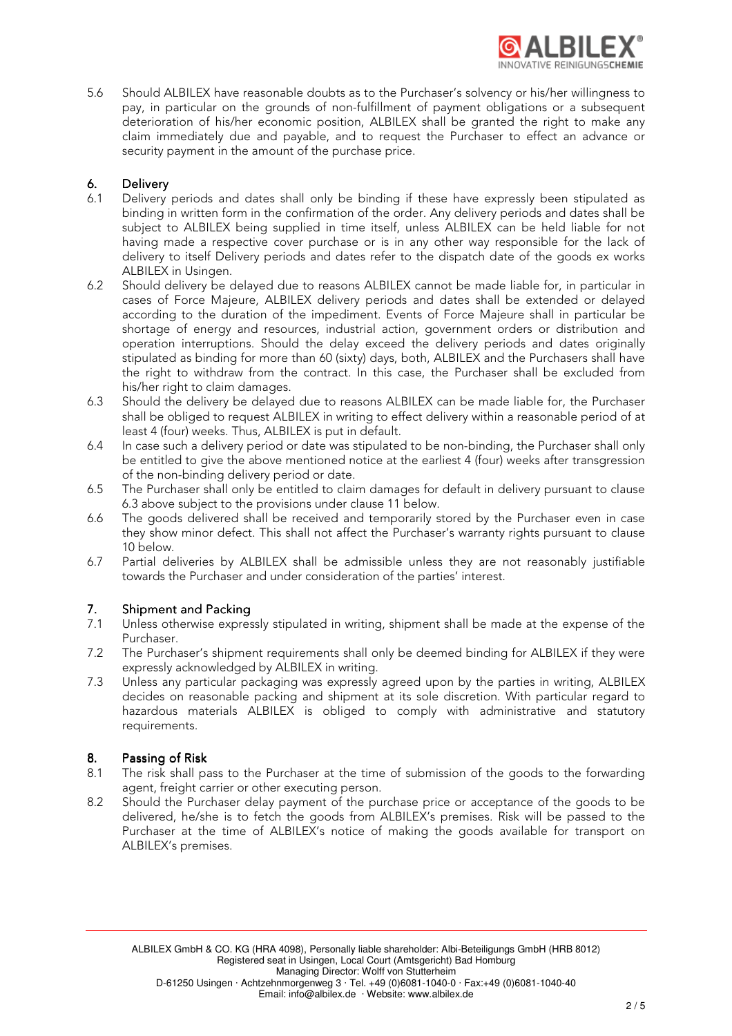5.6 Should ALBILEX have reasonable doubts as to the Purchaser's solvency or his/her willingness to pay, in particular on the grounds of non-fulfillment of payment obligations or a subsequent deterioration of his/her economic position, ALBILEX shall be granted the right to make any claim immediately due and payable, and to request the Purchaser to effect an advance or security payment in the amount of the purchase price.

## 6. Delivery

6.1 Delivery periods and dates shall only be binding if these have expressly been stipulated as binding in written form in the confirmation of the order. Any delivery periods and dates shall be subject to ALBILEX being supplied in time itself, unless ALBILEX can be held liable for not having made a respective cover purchase or is in any other way responsible for the lack of delivery to itself Delivery periods and dates refer to the dispatch date of the goods ex works ALBILEX in Usingen.

6.2 Should delivery be delayed due to reasons ALBILEX cannot be made liable for, in particular in cases of Force Majeure, ALBILEX delivery periods and dates shall be extended or delayed according to the duration of the impediment. Events of Force Majeure shall in particular be shortage of energy and resources, industrial action, government orders or distribution and operation interruptions. Should the delay exceed the delivery periods and dates originally stipulated as binding for more than 60 (sixty) days, both, ALBILEX and the Purchasers shall have the right to withdraw from the contract. In this case, the Purchaser shall be excluded from his/her right to claim damages.

6.3 Should the delivery be delayed due to reasons ALBILEX can be made liable for, the Purchaser shall be obliged to request ALBILEX in writing to effect delivery within a reasonable period of at least 4 (four) weeks. Thus, ALBILEX is put in default.

6.4 In case such a delivery period or date was stipulated to be non-binding, the Purchaser shall only be entitled to give the above mentioned notice at the earliest 4 (four) weeks after transgression of the non-binding delivery period or date.

6.5 The Purchaser shall only be entitled to claim damages for default in delivery pursuant to clause 6.3 above subject to the provisions under clause 11 below.

6.6 The goods delivered shall be received and temporarily stored by the Purchaser even in case they show minor defect. This shall not affect the Purchaser's warranty rights pursuant to clause 10 below.

6.7 Partial deliveries by ALBILEX shall be admissible unless they are not reasonably justifiable towards the Purchaser and under consideration of the parties' interest.

## 7. Shipment and Packing

7.1 Unless otherwise expressly stipulated in writing, shipment shall be made at the expense of the Purchaser.

7.2 The Purchaser's shipment requirements shall only be deemed binding for ALBILEX if they were expressly acknowledged by ALBILEX in writing.

7.3 Unless any particular packaging was expressly agreed upon by the parties in writing, ALBILEX decides on reasonable packing and shipment at its sole discretion. With particular regard to hazardous materials ALBILEX is obliged to comply with administrative and statutory requirements.

## 8. Passing of Risk

8.1 The risk shall pass to the Purchaser at the time of submission of the goods to the forwarding agent, freight carrier or other executing person.

8.2 Should the Purchaser delay payment of the purchase price or acceptance of the goods to be delivered, he/she is to fetch the goods from ALBILEX's premises. Risk will be passed to the Purchaser at the time of ALBILEX's notice of making the goods available for transport on ALBILEX's premises.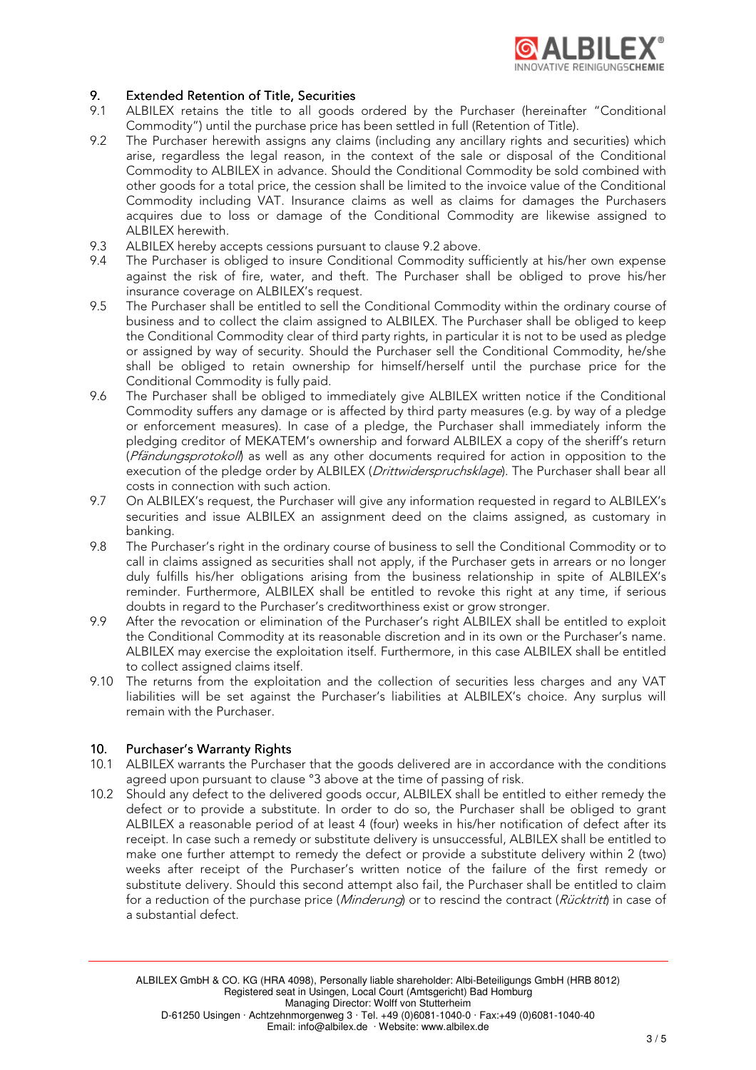## 9. Extended Retention of Title, Securities

9.1 ALBILEX retains the title to all goods ordered by the Purchaser (hereinafter "Conditional Commodity") until the purchase price has been settled in full (Retention of Title).

9.2 The Purchaser herewith assigns any claims (including any ancillary rights and securities) which arise, regardless the legal reason, in the context of the sale or disposal of the Conditional Commodity to ALBILEX in advance. Should the Conditional Commodity be sold combined with other goods for a total price, the cession shall be limited to the invoice value of the Conditional Commodity including VAT. Insurance claims as well as claims for damages the Purchasers acquires due to loss or damage of the Conditional Commodity are likewise assigned to ALBILEX herewith.

9.3 ALBILEX hereby accepts cessions pursuant to clause 9.2 above.

9.4 The Purchaser is obliged to insure Conditional Commodity sufficiently at his/her own expense against the risk of fire, water, and theft. The Purchaser shall be obliged to prove his/her insurance coverage on ALBILEX's request.

9.5 The Purchaser shall be entitled to sell the Conditional Commodity within the ordinary course of business and to collect the claim assigned to ALBILEX. The Purchaser shall be obliged to keep the Conditional Commodity clear of third party rights, in particular it is not to be used as pledge or assigned by way of security. Should the Purchaser sell the Conditional Commodity, he/she shall be obliged to retain ownership for himself/herself until the purchase price for the Conditional Commodity is fully paid.

9.6 The Purchaser shall be obliged to immediately give ALBILEX written notice if the Conditional Commodity suffers any damage or is affected by third party measures (e.g. by way of a pledge or enforcement measures). In case of a pledge, the Purchaser shall immediately inform the pledging creditor of MEKATEM's ownership and forward ALBILEX a copy of the sheriff's return (*Pfändungsprotokoll*) as well as any other documents required for action in opposition to the execution of the pledge order by ALBILEX (*Drittwiderspruchsklage*). The Purchaser shall bear all costs in connection with such action.

9.7 On ALBILEX's request, the Purchaser will give any information requested in regard to ALBILEX's securities and issue ALBILEX an assignment deed on the claims assigned, as customary in banking.

9.8 The Purchaser's right in the ordinary course of business to sell the Conditional Commodity or to call in claims assigned as securities shall not apply, if the Purchaser gets in arrears or no longer duly fulfills his/her obligations arising from the business relationship in spite of ALBILEX's reminder. Furthermore, ALBILEX shall be entitled to revoke this right at any time, if serious doubts in regard to the Purchaser's creditworthiness exist or grow stronger.

9.9 After the revocation or elimination of the Purchaser's right ALBILEX shall be entitled to exploit the Conditional Commodity at its reasonable discretion and in its own or the Purchaser's name. ALBILEX may exercise the exploitation itself. Furthermore, in this case ALBILEX shall be entitled to collect assigned claims itself.

9.10 The returns from the exploitation and the collection of securities less charges and any VAT liabilities will be set against the Purchaser's liabilities at ALBILEX's choice. Any surplus will remain with the Purchaser.

## 10. Purchaser's Warranty Rights

10.1 ALBILEX warrants the Purchaser that the goods delivered are in accordance with the conditions agreed upon pursuant to clause °3 above at the time of passing of risk.

10.2 Should any defect to the delivered goods occur, ALBILEX shall be entitled to either remedy the defect or to provide a substitute. In order to do so, the Purchaser shall be obliged to grant ALBILEX a reasonable period of at least 4 (four) weeks in his/her notification of defect after its receipt. In case such a remedy or substitute delivery is unsuccessful, ALBILEX shall be entitled to make one further attempt to remedy the defect or provide a substitute delivery within 2 (two) weeks after receipt of the Purchaser's written notice of the failure of the first remedy or substitute delivery. Should this second attempt also fail, the Purchaser shall be entitled to claim for a reduction of the purchase price (*Minderung*) or to rescind the contract (*Rücktritt*) in case of a substantial defect.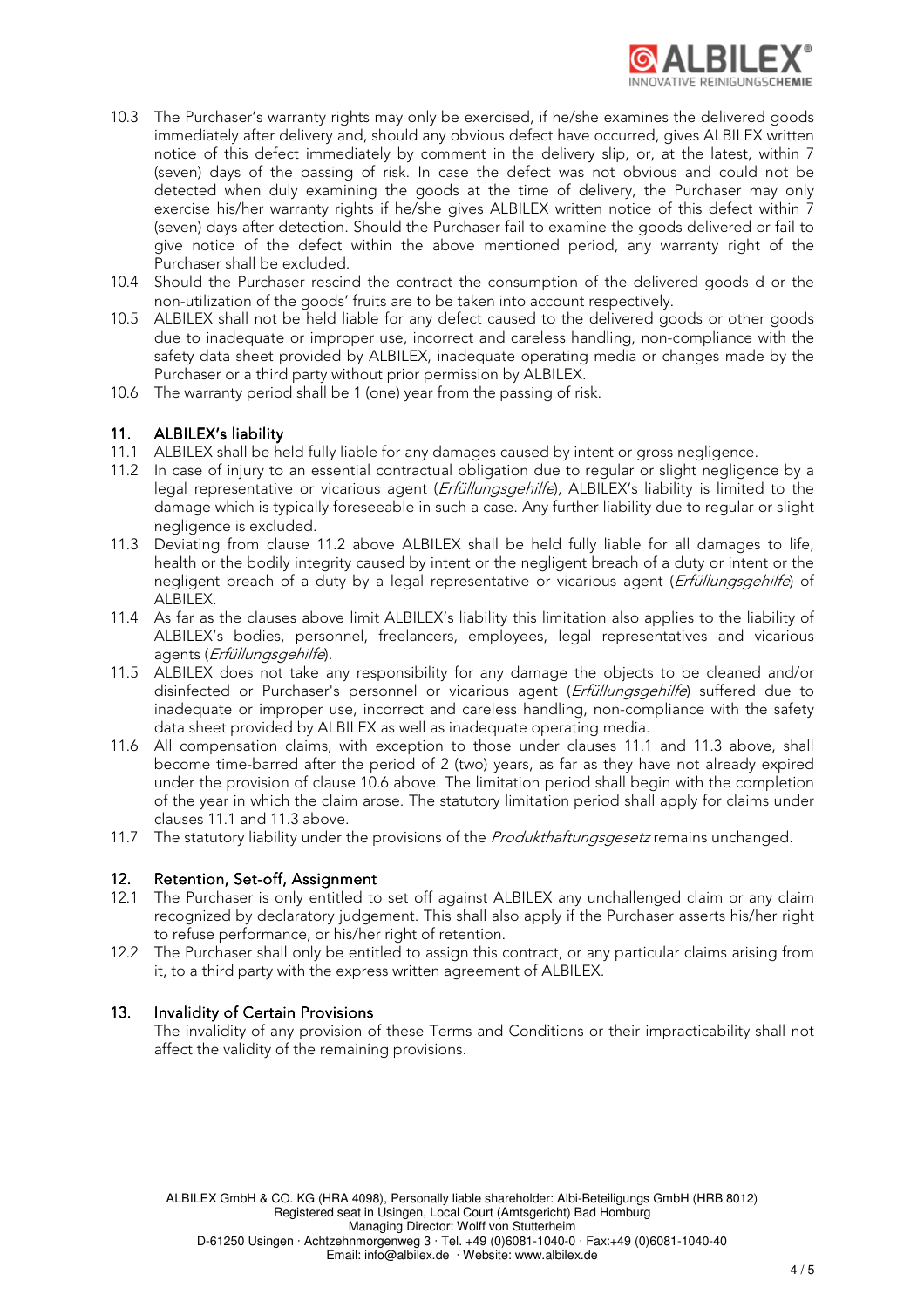10.3 The Purchaser's warranty rights may only be exercised, if he/she examines the delivered goods immediately after delivery and, should any obvious defect have occurred, gives ALBILEX written notice of this defect immediately by comment in the delivery slip, or, at the latest, within 7 (seven) days of the passing of risk. In case the defect was not obvious and could not be detected when duly examining the goods at the time of delivery, the Purchaser may only exercise his/her warranty rights if he/she gives ALBILEX written notice of this defect within 7 (seven) days after detection. Should the Purchaser fail to examine the goods delivered or fail to give notice of the defect within the above mentioned period, any warranty right of the Purchaser shall be excluded.

10.4 Should the Purchaser rescind the contract the consumption of the delivered goods d or the non-utilization of the goods' fruits are to be taken into account respectively.

10.5 ALBILEX shall not be held liable for any defect caused to the delivered goods or other goods due to inadequate or improper use, incorrect and careless handling, non-compliance with the safety data sheet provided by ALBILEX, inadequate operating media or changes made by the Purchaser or a third party without prior permission by ALBILEX.

10.6 The warranty period shall be 1 (one) year from the passing of risk.

## 11. ALBILEX's liability

11.1 ALBILEX shall be held fully liable for any damages caused by intent or gross negligence.

11.2 In case of injury to an essential contractual obligation due to regular or slight negligence by a legal representative or vicarious agent (*Erfüllungsgehilfe*), ALBILEX's liability is limited to the damage which is typically foreseeable in such a case. Any further liability due to regular or slight negligence is excluded.

11.3 Deviating from clause 11.2 above ALBILEX shall be held fully liable for all damages to life, health or the bodily integrity caused by intent or the negligent breach of a duty or intent or the negligent breach of a duty by a legal representative or vicarious agent (*Erfüllungsgehilfe*) of ALBILEX.

11.4 As far as the clauses above limit ALBILEX's liability this limitation also applies to the liability of ALBILEX's bodies, personnel, freelancers, employees, legal representatives and vicarious agents (*Erfüllungsgehilfe*).

11.5 ALBILEX does not take any responsibility for any damage the objects to be cleaned and/or disinfected or Purchaser's personnel or vicarious agent (*Erfüllungsgehilfe*) suffered due to inadequate or improper use, incorrect and careless handling, non-compliance with the safety data sheet provided by ALBILEX as well as inadequate operating media.

11.6 All compensation claims, with exception to those under clauses 11.1 and 11.3 above, shall become time-barred after the period of 2 (two) years, as far as they have not already expired under the provision of clause 10.6 above. The limitation period shall begin with the completion of the year in which the claim arose. The statutory limitation period shall apply for claims under clauses 11.1 and 11.3 above.

11.7 The statutory liability under the provisions of the *Produkthaftungsgesetz* remains unchanged.

## 12. Retention, Set-off, Assignment

12.1 The Purchaser is only entitled to set off against ALBILEX any unchallenged claim or any claim recognized by declaratory judgement. This shall also apply if the Purchaser asserts his/her right to refuse performance, or his/her right of retention.

12.2 The Purchaser shall only be entitled to assign this contract, or any particular claims arising from it, to a third party with the express written agreement of ALBILEX.

## 13. Invalidity of Certain Provisions

The invalidity of any provision of these Terms and Conditions or their impracticability shall not affect the validity of the remaining provisions.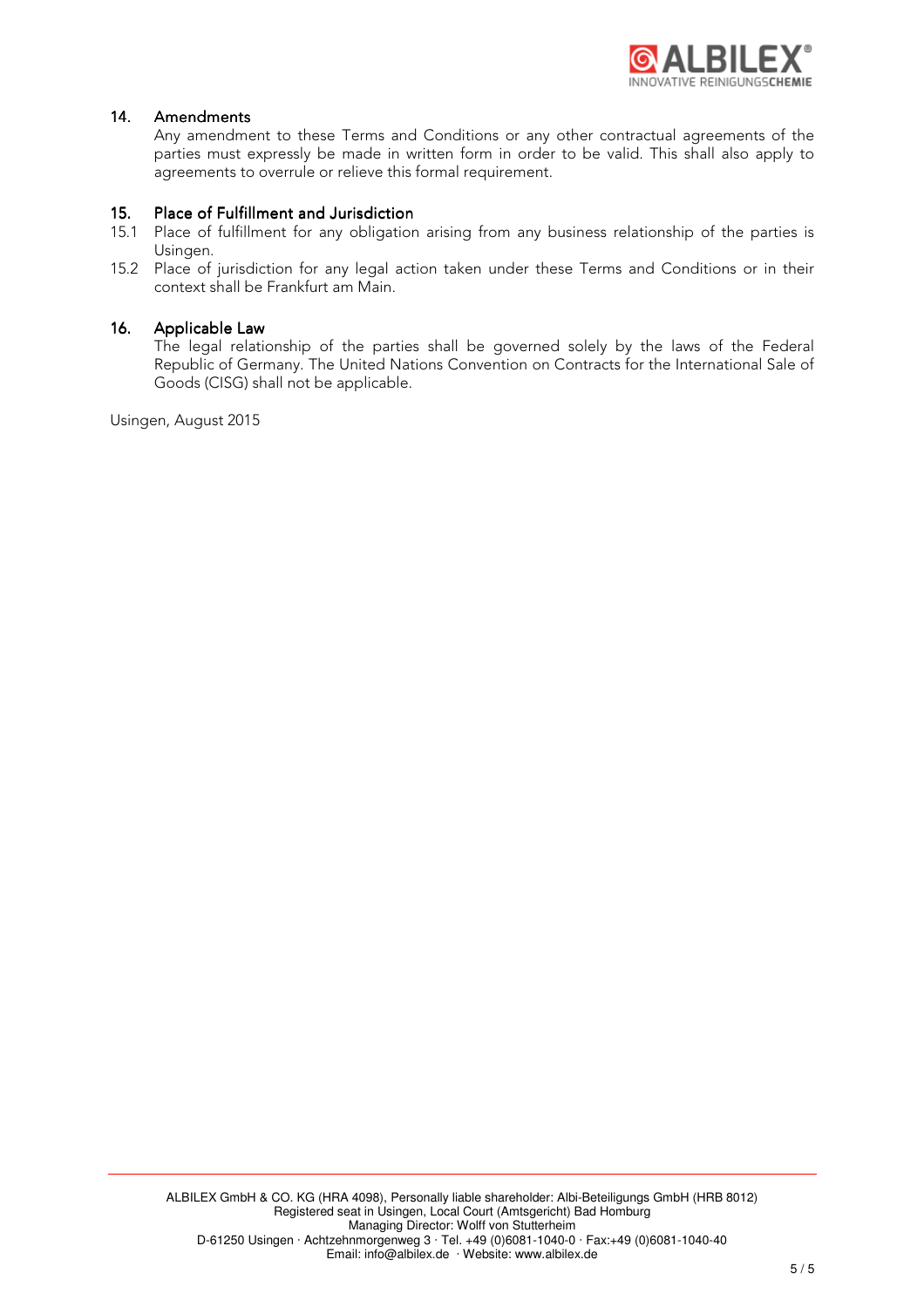## 14. Amendments

Any amendment to these Terms and Conditions or any other contractual agreements of the parties must expressly be made in written form in order to be valid. This shall also apply to agreements to overrule or relieve this formal requirement.

## 15. Place of Fulfillment and Jurisdiction

15.1 Place of fulfillment for any obligation arising from any business relationship of the parties is Usingen.

15.2 Place of jurisdiction for any legal action taken under these Terms and Conditions or in their context shall be Frankfurt am Main.

## 16. Applicable Law

The legal relationship of the parties shall be governed solely by the laws of the Federal Republic of Germany. The United Nations Convention on Contracts for the International Sale of Goods (CISG) shall not be applicable.

Usingen, August 2015

ALBILEX GmbH & CO. KG (HRA 4098), Personally liable shareholder: Albi-Beteiligungs GmbH (HRB 8012)
Registered seat in Usingen, Local Court (Amtsgericht) Bad Homburg
Managing Director: Wolff von Stutterheim
D-61250 Usingen · Achtzehnmorgenweg 3 · Tel. +49 (0)6081-1040-0 · Fax:+49 (0)6081-1040-40
Email: info@albilex.de · Website: www.albilex.de